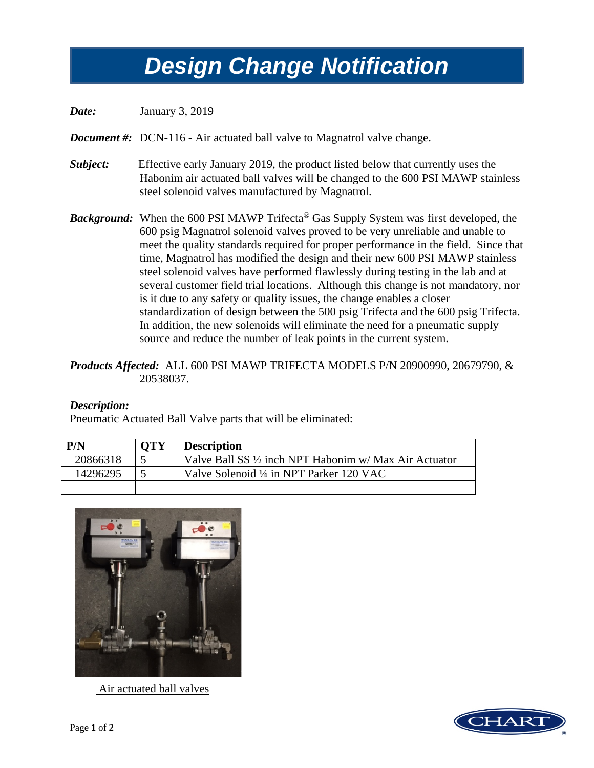# Design Change Notification

***Date:*** January 3, 2019

***Document #:*** DCN-116 - Air actuated ball valve to Magnatrol valve change.

***Subject:*** Effective early January 2019, the product listed below that currently uses the Habonim air actuated ball valves will be changed to the 600 PSI MAWP stainless steel solenoid valves manufactured by Magnatrol.

***Background:*** When the 600 PSI MAWP Trifecta® Gas Supply System was first developed, the 600 psig Magnatrol solenoid valves proved to be very unreliable and unable to meet the quality standards required for proper performance in the field. Since that time, Magnatrol has modified the design and their new 600 PSI MAWP stainless steel solenoid valves have performed flawlessly during testing in the lab and at several customer field trial locations. Although this change is not mandatory, nor is it due to any safety or quality issues, the change enables a closer standardization of design between the 500 psig Trifecta and the 600 psig Trifecta. In addition, the new solenoids will eliminate the need for a pneumatic supply source and reduce the number of leak points in the current system.

***Products Affected:*** ALL 600 PSI MAWP TRIFECTA MODELS P/N 20900990, 20679790, & 20538037.

***Description:***

Pneumatic Actuated Ball Valve parts that will be eliminated:

| P/N | QTY | Description |
|---|---|---|
| 20866318 | 5 | Valve Ball SS ½ inch NPT Habonim w/ Max Air Actuator |
| 14296295 | 5 | Valve Solenoid ¼ in NPT Parker 120 VAC |
| | | |

Air actuated ball valves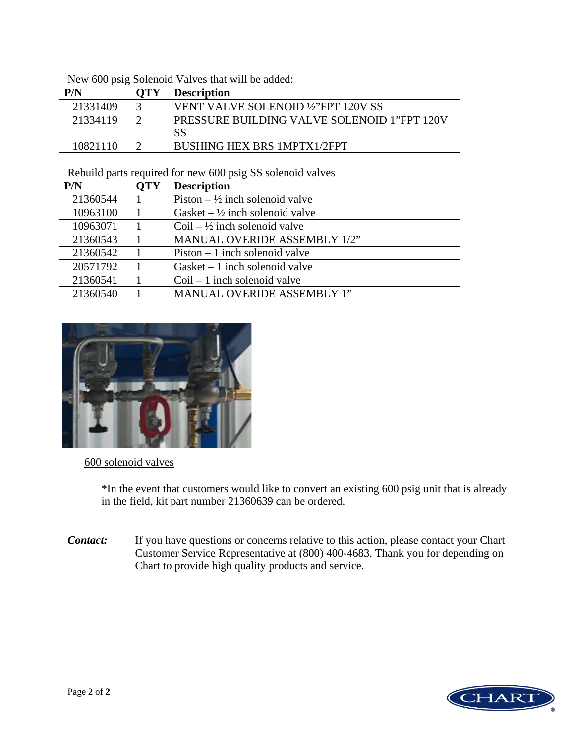New 600 psig Solenoid Valves that will be added:

| P/N | QTY | Description |
| --- | --- | --- |
| 21331409 | 3 | VENT VALVE SOLENOID ½"FPT 120V SS |
| 21334119 | 2 | PRESSURE BUILDING VALVE SOLENOID 1"FPT 120V SS |
| 10821110 | 2 | BUSHING HEX BRS 1MPTX1/2FPT |

Rebuild parts required for new 600 psig SS solenoid valves

| P/N | QTY | Description |
| --- | --- | --- |
| 21360544 | 1 | Piston – ½ inch solenoid valve |
| 10963100 | 1 | Gasket – ½ inch solenoid valve |
| 10963071 | 1 | Coil – ½ inch solenoid valve |
| 21360543 | 1 | MANUAL OVERIDE ASSEMBLY 1/2" |
| 21360542 | 1 | Piston – 1 inch solenoid valve |
| 20571792 | 1 | Gasket – 1 inch solenoid valve |
| 21360541 | 1 | Coil – 1 inch solenoid valve |
| 21360540 | 1 | MANUAL OVERIDE ASSEMBLY 1" |

600 solenoid valves

*In the event that customers would like to convert an existing 600 psig unit that is already in the field, kit part number 21360639 can be ordered.

***Contact:*** If you have questions or concerns relative to this action, please contact your Chart Customer Service Representative at (800) 400-4683. Thank you for depending on Chart to provide high quality products and service.